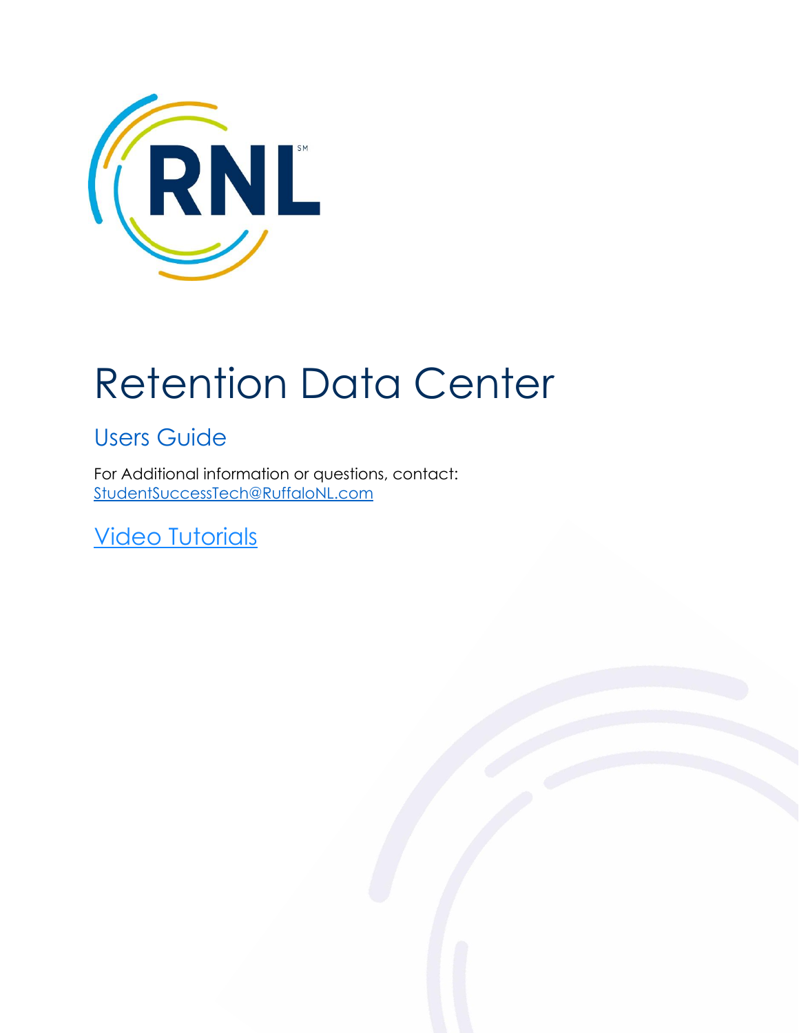# Retention Data Center

## Users Guide

For Additional information or questions, contact:
StudentSuccessTech@RuffaloNL.com

Video Tutorials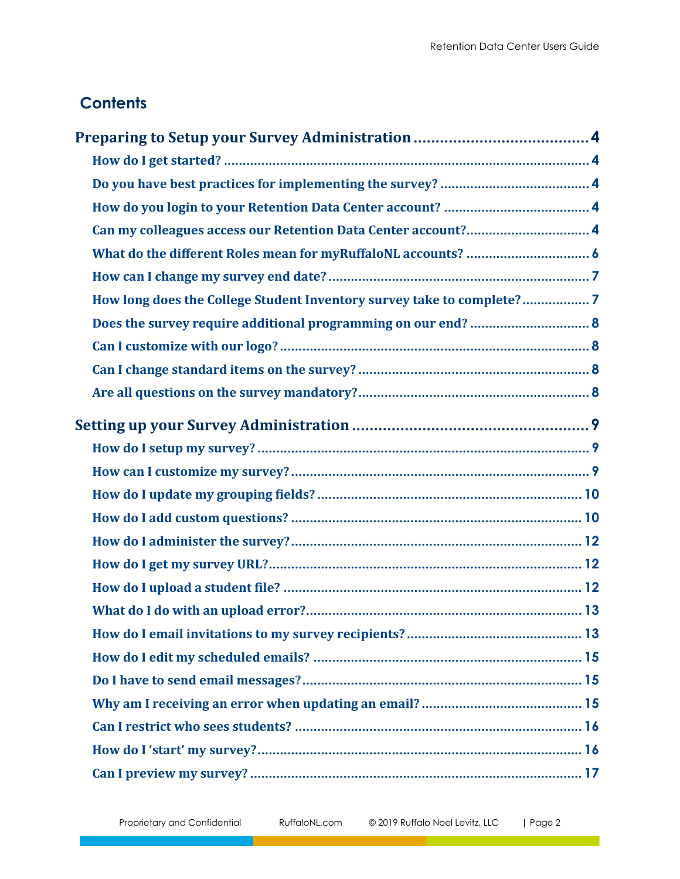## Contents

**Preparing to Setup your Survey Administration ........................................ 4**

- How do I get started? ........................................ 4
- Do you have best practices for implementing the survey? ........................................ 4
- How do you login to your Retention Data Center account? ........................................ 4
- Can my colleagues access our Retention Data Center account? ........................................ 4
- What do the different Roles mean for myRuffaloNL accounts? ........................................ 6
- How can I change my survey end date? ........................................ 7
- How long does the College Student Inventory survey take to complete? ........................................ 7
- Does the survey require additional programming on our end? ........................................ 8
- Can I customize with our logo? ........................................ 8
- Can I change standard items on the survey? ........................................ 8
- Are all questions on the survey mandatory? ........................................ 8

**Setting up your Survey Administration ........................................ 9**

- How do I setup my survey? ........................................ 9
- How can I customize my survey? ........................................ 9
- How do I update my grouping fields? ........................................ 10
- How do I add custom questions? ........................................ 10
- How do I administer the survey? ........................................ 12
- How do I get my survey URL? ........................................ 12
- How do I upload a student file? ........................................ 12
- What do I do with an upload error? ........................................ 13
- How do I email invitations to my survey recipients? ........................................ 13
- How do I edit my scheduled emails? ........................................ 15
- Do I have to send email messages? ........................................ 15
- Why am I receiving an error when updating an email? ........................................ 15
- Can I restrict who sees students? ........................................ 16
- How do I 'start' my survey? ........................................ 16
- Can I preview my survey? ........................................ 17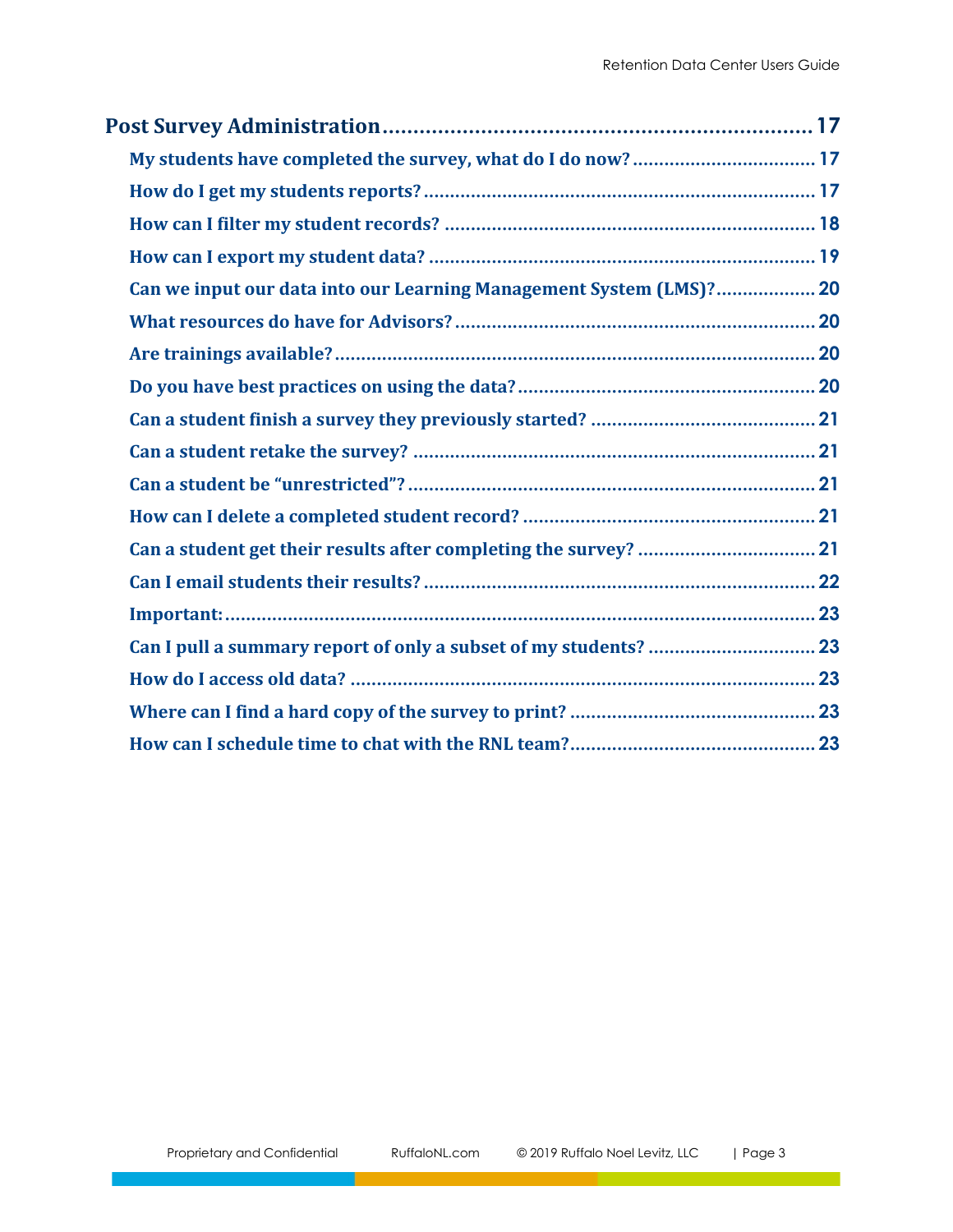**Post Survey Administration** .................................................. 17

- My students have completed the survey, what do I do now? .................. 17
- How do I get my students reports? .................................................. 17
- How can I filter my student records? .............................................. 18
- How can I export my student data? ................................................. 19
- Can we input our data into our Learning Management System (LMS)? ......... 20
- What resources do have for Advisors? .............................................. 20
- Are trainings available? ............................................................. 20
- Do you have best practices on using the data? .................................. 20
- Can a student finish a survey they previously started? ....................... 21
- Can a student retake the survey? .................................................. 21
- Can a student be "unrestricted"? .................................................. 21
- How can I delete a completed student record? ................................... 21
- Can a student get their results after completing the survey? ................ 21
- Can I email students their results? ............................................... 22
- Important: .............................................................................. 23
- Can I pull a summary report of only a subset of my students? ............... 23
- How do I access old data? ........................................................... 23
- Where can I find a hard copy of the survey to print? .......................... 23
- How can I schedule time to chat with the RNL team? ........................... 23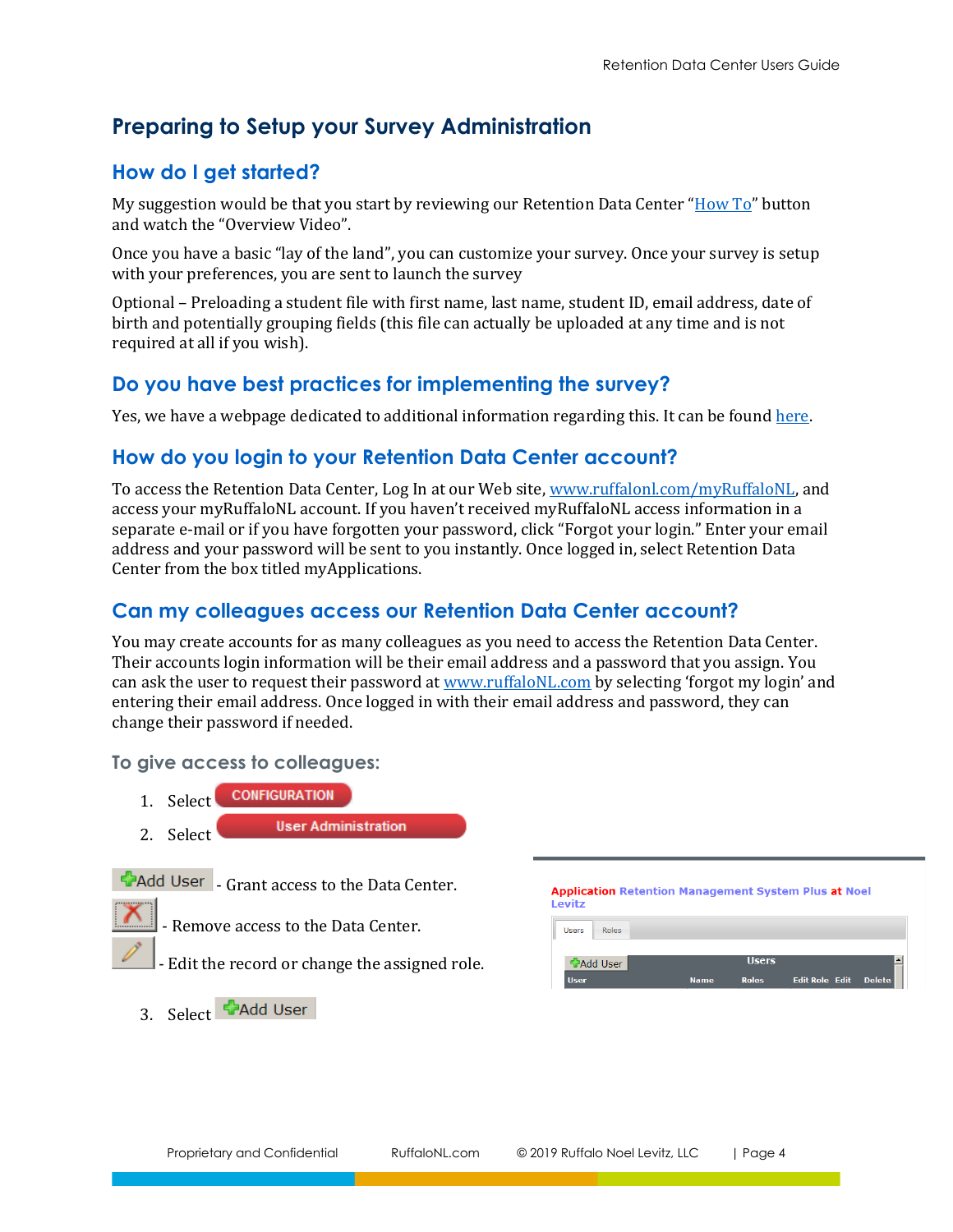# Preparing to Setup your Survey Administration

## How do I get started?

My suggestion would be that you start by reviewing our Retention Data Center "How To" button and watch the "Overview Video".

Once you have a basic "lay of the land", you can customize your survey. Once your survey is setup with your preferences, you are sent to launch the survey

Optional – Preloading a student file with first name, last name, student ID, email address, date of birth and potentially grouping fields (this file can actually be uploaded at any time and is not required at all if you wish).

## Do you have best practices for implementing the survey?

Yes, we have a webpage dedicated to additional information regarding this. It can be found here.

## How do you login to your Retention Data Center account?

To access the Retention Data Center, Log In at our Web site, www.ruffalonl.com/myRuffaloNL, and access your myRuffaloNL account. If you haven't received myRuffaloNL access information in a separate e-mail or if you have forgotten your password, click "Forgot your login." Enter your email address and your password will be sent to you instantly. Once logged in, select Retention Data Center from the box titled myApplications.

## Can my colleagues access our Retention Data Center account?

You may create accounts for as many colleagues as you need to access the Retention Data Center. Their accounts login information will be their email address and a password that you assign. You can ask the user to request their password at www.ruffaloNL.com by selecting 'forgot my login' and entering their email address. Once logged in with their email address and password, they can change their password if needed.

### To give access to colleagues:

1. Select CONFIGURATION
2. Select User Administration

Add User - Grant access to the Data Center.

X - Remove access to the Data Center.

✎ - Edit the record or change the assigned role.

3. Select Add User

Application Retention Management System Plus at Noel Levitz

Users | Roles

Add User | Users

| User | Name | Roles | Edit Role | Edit | Delete |
|---|---|---|---|---|---|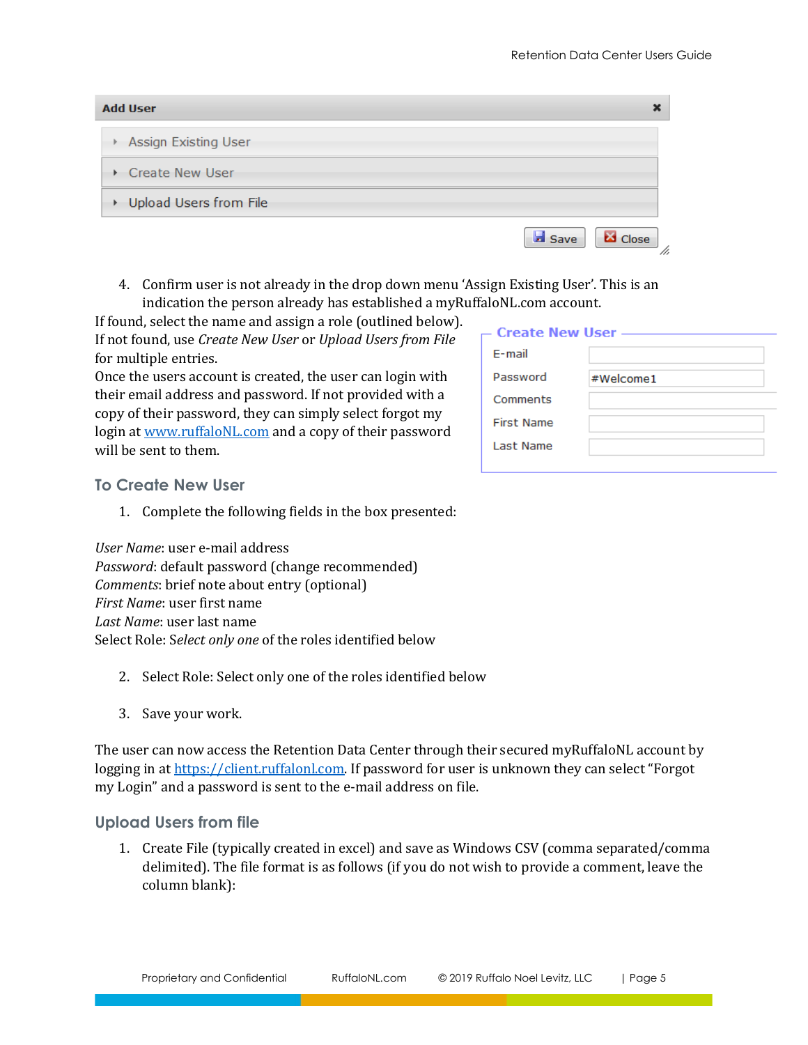**Add User**

- Assign Existing User
- Create New User
- Upload Users from File

Save | Close

4. Confirm user is not already in the drop down menu 'Assign Existing User'. This is an indication the person already has established a myRuffaloNL.com account.

If found, select the name and assign a role (outlined below).
If not found, use *Create New User* or *Upload Users from File* for multiple entries.
Once the users account is created, the user can login with their email address and password. If not provided with a copy of their password, they can simply select forgot my login at [www.ruffaloNL.com](www.ruffaloNL.com) and a copy of their password will be sent to them.

**Create New User**

| | |
|---|---|
| E-mail | |
| Password | #Welcome1 |
| Comments | |
| First Name | |
| Last Name | |

## To Create New User

1. Complete the following fields in the box presented:

*User Name*: user e-mail address
*Password*: default password (change recommended)
*Comments*: brief note about entry (optional)
*First Name*: user first name
*Last Name*: user last name
Select Role: *Select only one* of the roles identified below

2. Select Role: Select only one of the roles identified below

3. Save your work.

The user can now access the Retention Data Center through their secured myRuffaloNL account by logging in at [https://client.ruffalonl.com](https://client.ruffalonl.com). If password for user is unknown they can select "Forgot my Login" and a password is sent to the e-mail address on file.

## Upload Users from file

1. Create File (typically created in excel) and save as Windows CSV (comma separated/comma delimited). The file format is as follows (if you do not wish to provide a comment, leave the column blank):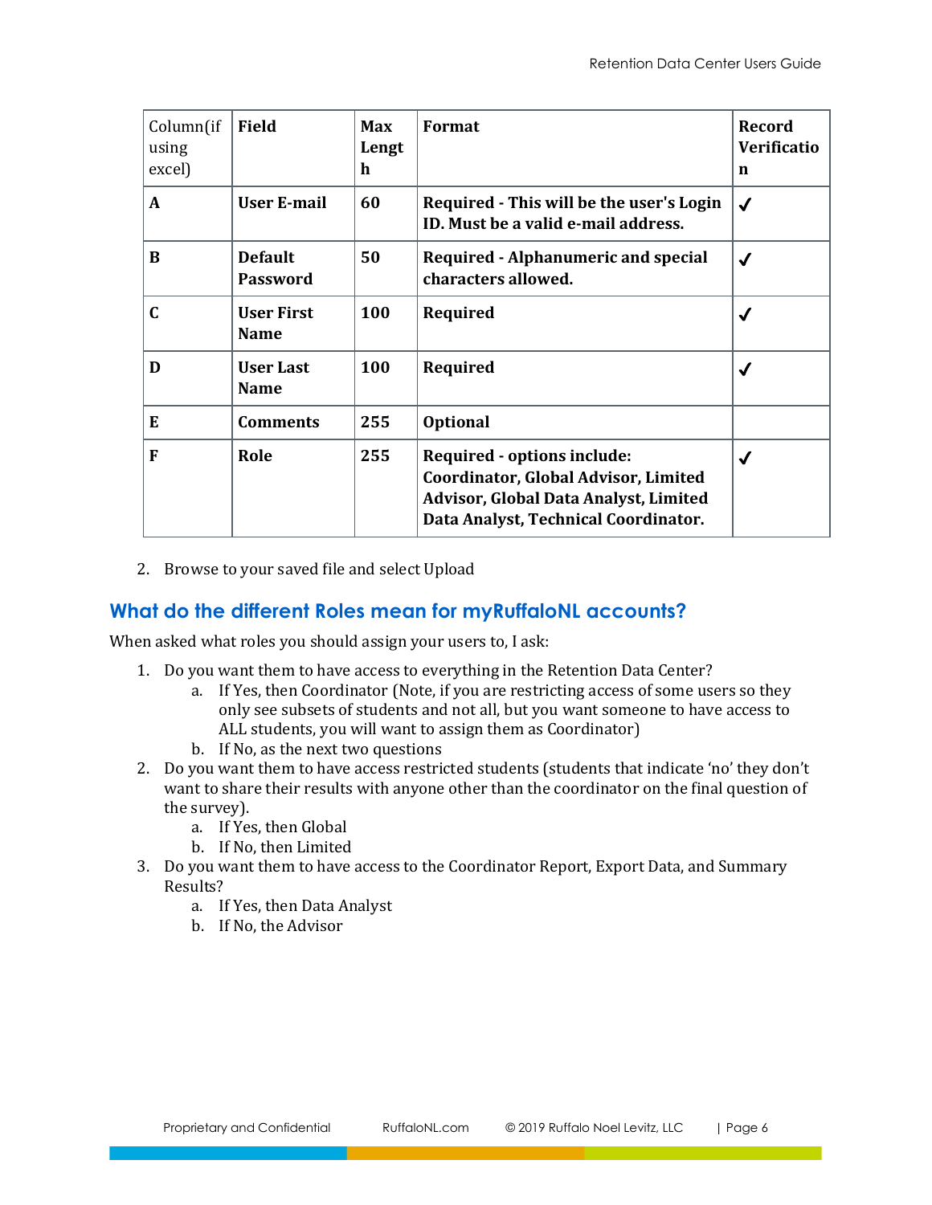| Column(if using excel) | Field | Max Length | Format | Record Verification |
|---|---|---|---|---|
| **A** | **User E-mail** | **60** | **Required - This will be the user's Login ID. Must be a valid e-mail address.** | ✓ |
| **B** | **Default Password** | **50** | **Required - Alphanumeric and special characters allowed.** | ✓ |
| **C** | **User First Name** | **100** | **Required** | ✓ |
| **D** | **User Last Name** | **100** | **Required** | ✓ |
| **E** | **Comments** | **255** | **Optional** | |
| **F** | **Role** | **255** | **Required - options include: Coordinator, Global Advisor, Limited Advisor, Global Data Analyst, Limited Data Analyst, Technical Coordinator.** | ✓ |

2. Browse to your saved file and select Upload

## What do the different Roles mean for myRuffaloNL accounts?

When asked what roles you should assign your users to, I ask:

1. Do you want them to have access to everything in the Retention Data Center?
    a. If Yes, then Coordinator (Note, if you are restricting access of some users so they only see subsets of students and not all, but you want someone to have access to ALL students, you will want to assign them as Coordinator)
    b. If No, as the next two questions
2. Do you want them to have access restricted students (students that indicate 'no' they don't want to share their results with anyone other than the coordinator on the final question of the survey).
    a. If Yes, then Global
    b. If No, then Limited
3. Do you want them to have access to the Coordinator Report, Export Data, and Summary Results?
    a. If Yes, then Data Analyst
    b. If No, the Advisor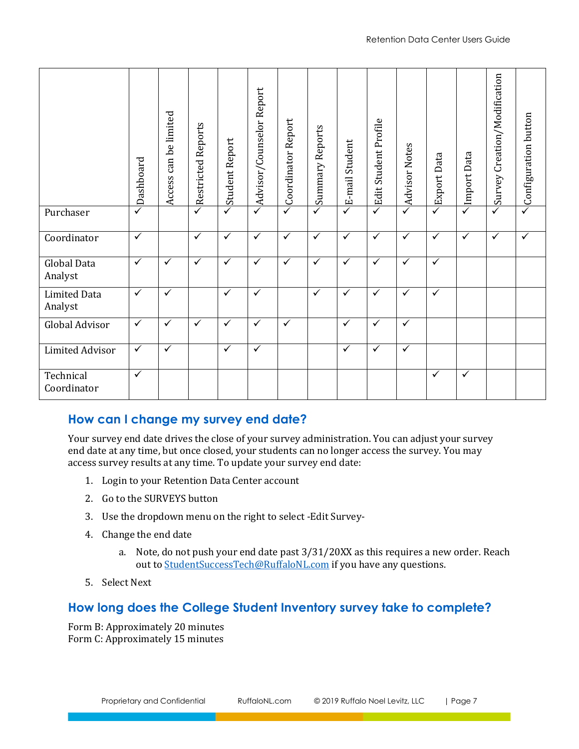| | Dashboard | Access can be limited | Restricted Reports | Student Report | Advisor/Counselor Report | Coordinator Report | Summary Reports | E-mail Student | Edit Student Profile | Advisor Notes | Export Data | Import Data | Survey Creation/Modification | Configuration button |
|---|---|---|---|---|---|---|---|---|---|---|---|---|---|---|
| Purchaser | ✓ | | ✓ | ✓ | ✓ | ✓ | ✓ | ✓ | ✓ | ✓ | ✓ | ✓ | ✓ | ✓ |
| Coordinator | ✓ | | ✓ | ✓ | ✓ | ✓ | ✓ | ✓ | ✓ | ✓ | ✓ | ✓ | ✓ | ✓ |
| Global Data Analyst | ✓ | ✓ | ✓ | ✓ | ✓ | ✓ | ✓ | ✓ | ✓ | ✓ | ✓ | | | |
| Limited Data Analyst | ✓ | ✓ | | ✓ | ✓ | | ✓ | ✓ | ✓ | ✓ | ✓ | | | |
| Global Advisor | ✓ | ✓ | ✓ | ✓ | ✓ | ✓ | | ✓ | ✓ | ✓ | | | | |
| Limited Advisor | ✓ | ✓ | | ✓ | ✓ | | | ✓ | ✓ | ✓ | | | | |
| Technical Coordinator | ✓ | | | | | | | | | | ✓ | ✓ | | |

## How can I change my survey end date?

Your survey end date drives the close of your survey administration. You can adjust your survey end date at any time, but once closed, your students can no longer access the survey. You may access survey results at any time. To update your survey end date:

1. Login to your Retention Data Center account
2. Go to the SURVEYS button
3. Use the dropdown menu on the right to select -Edit Survey-
4. Change the end date
   a. Note, do not push your end date past 3/31/20XX as this requires a new order. Reach out to StudentSuccessTech@RuffaloNL.com if you have any questions.
5. Select Next

## How long does the College Student Inventory survey take to complete?

Form B: Approximately 20 minutes
Form C: Approximately 15 minutes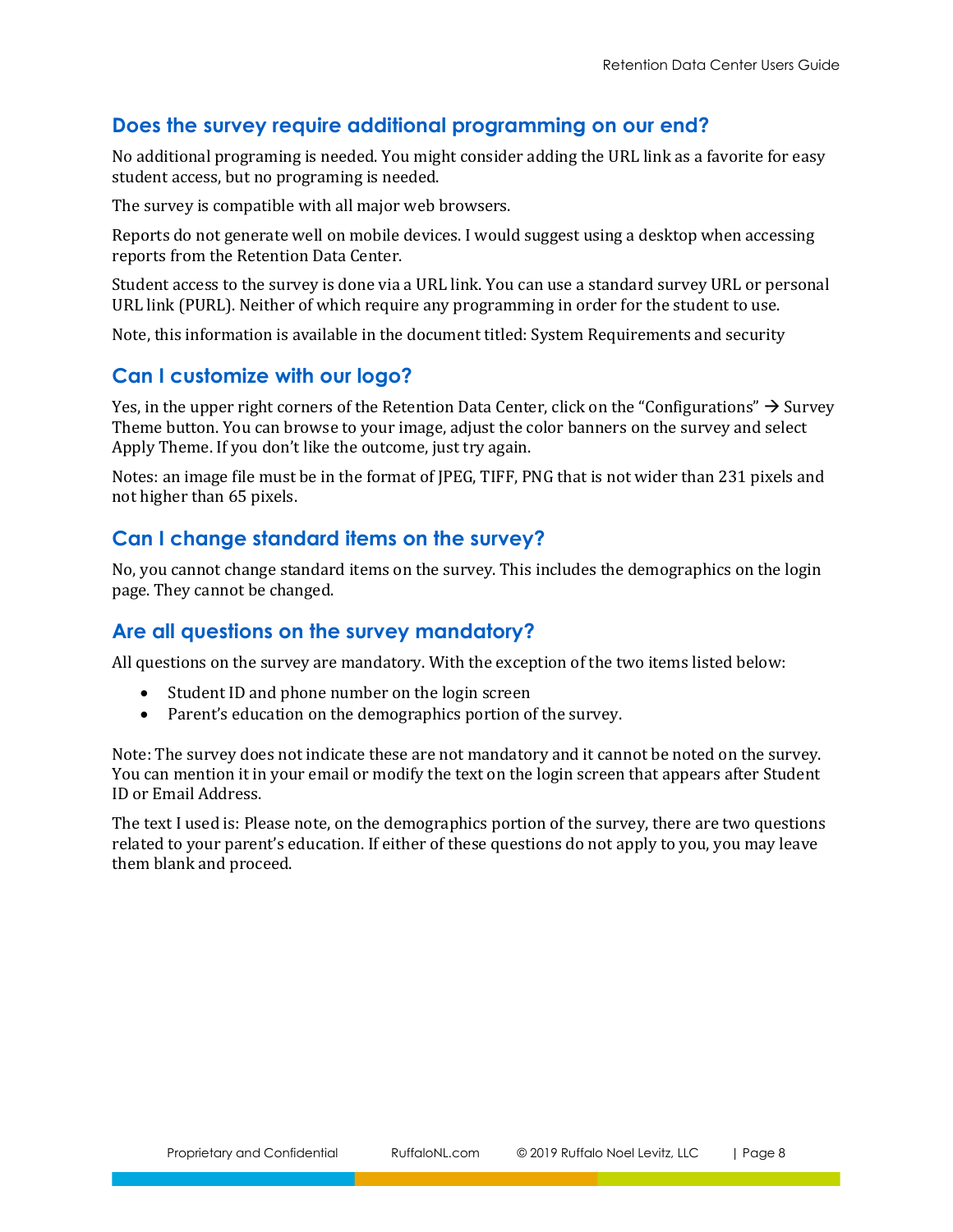## Does the survey require additional programming on our end?

No additional programing is needed. You might consider adding the URL link as a favorite for easy student access, but no programing is needed.

The survey is compatible with all major web browsers.

Reports do not generate well on mobile devices. I would suggest using a desktop when accessing reports from the Retention Data Center.

Student access to the survey is done via a URL link. You can use a standard survey URL or personal URL link (PURL). Neither of which require any programming in order for the student to use.

Note, this information is available in the document titled: System Requirements and security

## Can I customize with our logo?

Yes, in the upper right corners of the Retention Data Center, click on the "Configurations" → Survey Theme button. You can browse to your image, adjust the color banners on the survey and select Apply Theme. If you don't like the outcome, just try again.

Notes: an image file must be in the format of JPEG, TIFF, PNG that is not wider than 231 pixels and not higher than 65 pixels.

## Can I change standard items on the survey?

No, you cannot change standard items on the survey. This includes the demographics on the login page. They cannot be changed.

## Are all questions on the survey mandatory?

All questions on the survey are mandatory. With the exception of the two items listed below:

- Student ID and phone number on the login screen
- Parent's education on the demographics portion of the survey.

Note: The survey does not indicate these are not mandatory and it cannot be noted on the survey. You can mention it in your email or modify the text on the login screen that appears after Student ID or Email Address.

The text I used is: Please note, on the demographics portion of the survey, there are two questions related to your parent's education. If either of these questions do not apply to you, you may leave them blank and proceed.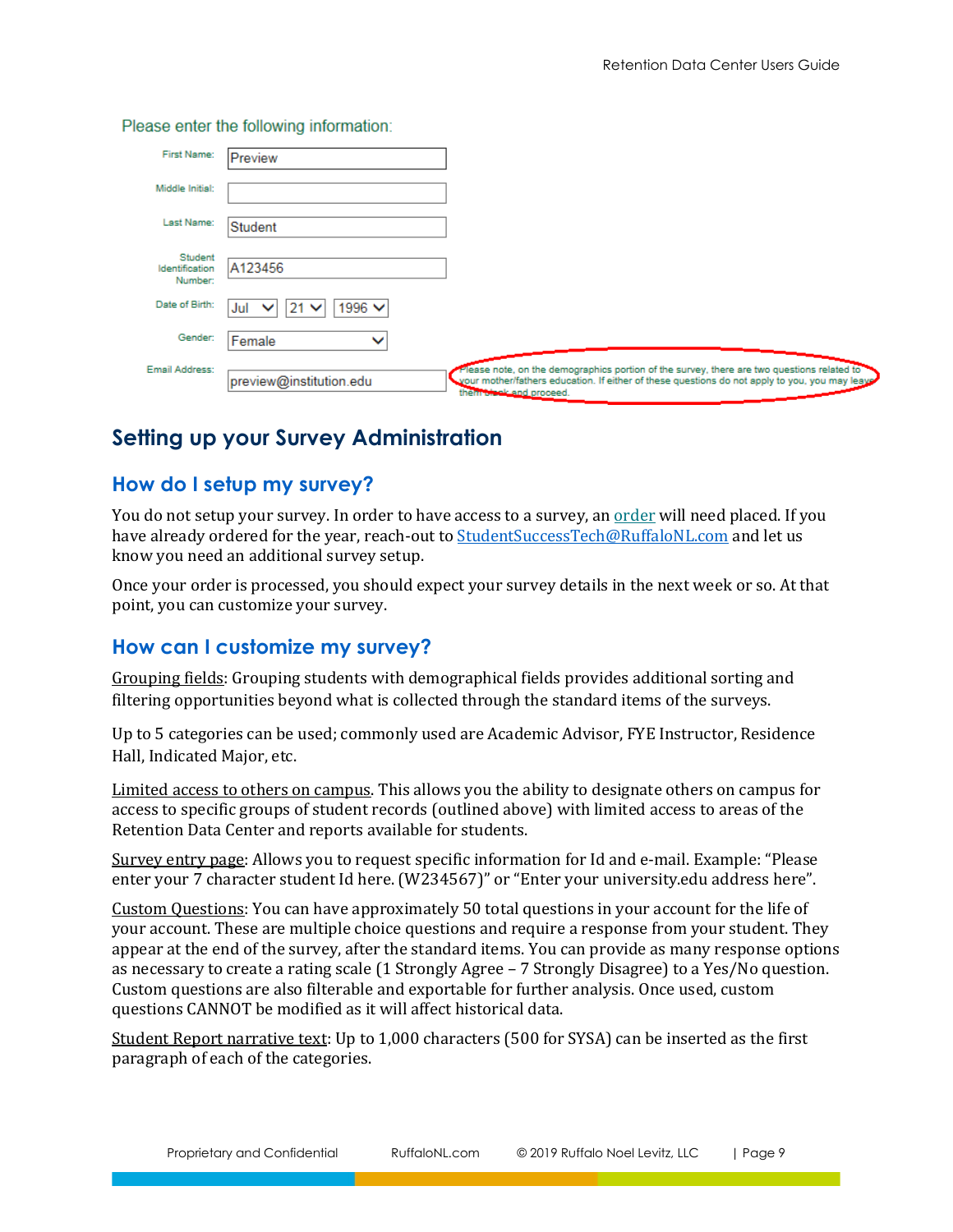Please enter the following information:

| | |
|---|---|
| First Name: | Preview |
| Middle Initial: | |
| Last Name: | Student |
| Student Identification Number: | A123456 |
| Date of Birth: | Jul 21 1996 |
| Gender: | Female |
| Email Address: | preview@institution.edu |

Please note, on the demographics portion of the survey, there are two questions related to your mother/fathers education. If either of these questions do not apply to you, you may leave them blank and proceed.

## Setting up your Survey Administration

### How do I setup my survey?

You do not setup your survey. In order to have access to a survey, an order will need placed. If you have already ordered for the year, reach-out to StudentSuccessTech@RuffaloNL.com and let us know you need an additional survey setup.

Once your order is processed, you should expect your survey details in the next week or so. At that point, you can customize your survey.

### How can I customize my survey?

Grouping fields: Grouping students with demographical fields provides additional sorting and filtering opportunities beyond what is collected through the standard items of the surveys.

Up to 5 categories can be used; commonly used are Academic Advisor, FYE Instructor, Residence Hall, Indicated Major, etc.

Limited access to others on campus. This allows you the ability to designate others on campus for access to specific groups of student records (outlined above) with limited access to areas of the Retention Data Center and reports available for students.

Survey entry page: Allows you to request specific information for Id and e-mail. Example: "Please enter your 7 character student Id here. (W234567)" or "Enter your university.edu address here".

Custom Questions: You can have approximately 50 total questions in your account for the life of your account. These are multiple choice questions and require a response from your student. They appear at the end of the survey, after the standard items. You can provide as many response options as necessary to create a rating scale (1 Strongly Agree – 7 Strongly Disagree) to a Yes/No question. Custom questions are also filterable and exportable for further analysis. Once used, custom questions CANNOT be modified as it will affect historical data.

Student Report narrative text: Up to 1,000 characters (500 for SYSA) can be inserted as the first paragraph of each of the categories.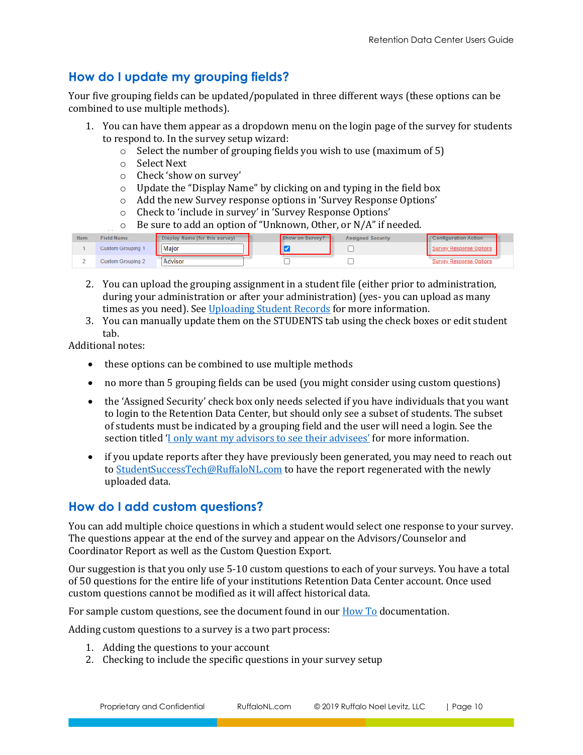## How do I update my grouping fields?

Your five grouping fields can be updated/populated in three different ways (these options can be combined to use multiple methods).

1. You can have them appear as a dropdown menu on the login page of the survey for students to respond to. In the survey setup wizard:
   - Select the number of grouping fields you wish to use (maximum of 5)
   - Select Next
   - Check 'show on survey'
   - Update the "Display Name" by clicking on and typing in the field box
   - Add the new Survey response options in 'Survey Response Options'
   - Check to 'include in survey' in 'Survey Response Options'
   - Be sure to add an option of "Unknown, Other, or N/A" if needed.

| Item | Field Name | Display Name (for this survey) | Show on Survey? | Assigned Security | Configuration Action |
|---|---|---|---|---|---|
| 1 | Custom Grouping 1 | Major | ☑ | ☐ | Survey Response Options |
| 2 | Custom Grouping 2 | Advisor | ☐ | ☐ | Survey Response Options |

2. You can upload the grouping assignment in a student file (either prior to administration, during your administration or after your administration) (yes- you can upload as many times as you need). See Uploading Student Records for more information.
3. You can manually update them on the STUDENTS tab using the check boxes or edit student tab.

Additional notes:

- these options can be combined to use multiple methods
- no more than 5 grouping fields can be used (you might consider using custom questions)
- the 'Assigned Security' check box only needs selected if you have individuals that you want to login to the Retention Data Center, but should only see a subset of students. The subset of students must be indicated by a grouping field and the user will need a login. See the section titled 'I only want my advisors to see their advisees' for more information.
- if you update reports after they have previously been generated, you may need to reach out to StudentSuccessTech@RuffaloNL.com to have the report regenerated with the newly uploaded data.

## How do I add custom questions?

You can add multiple choice questions in which a student would select one response to your survey. The questions appear at the end of the survey and appear on the Advisors/Counselor and Coordinator Report as well as the Custom Question Export.

Our suggestion is that you only use 5-10 custom questions to each of your surveys. You have a total of 50 questions for the entire life of your institutions Retention Data Center account. Once used custom questions cannot be modified as it will affect historical data.

For sample custom questions, see the document found in our How To documentation.

Adding custom questions to a survey is a two part process:

1. Adding the questions to your account
2. Checking to include the specific questions in your survey setup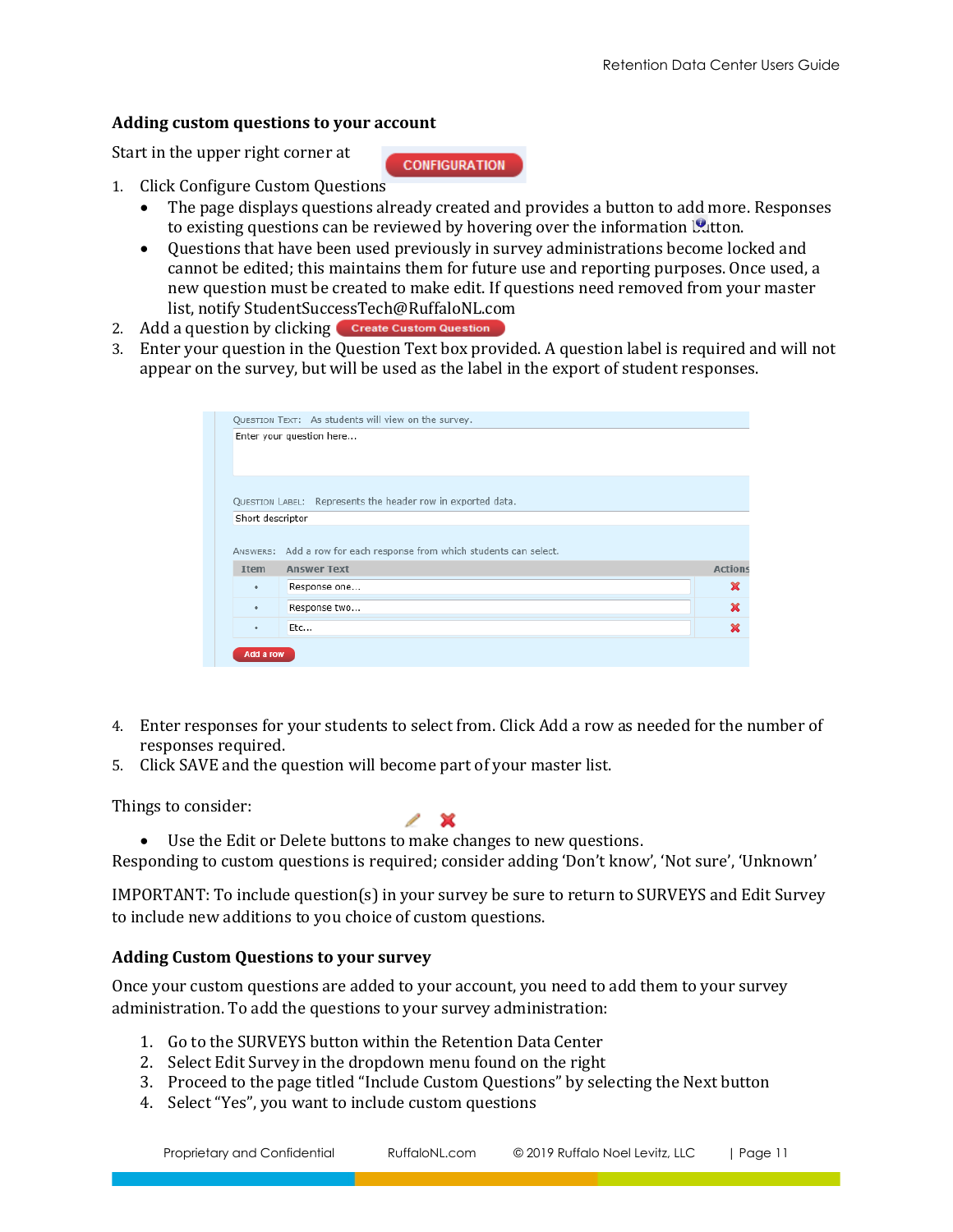### Adding custom questions to your account

Start in the upper right corner at CONFIGURATION

1. Click Configure Custom Questions
   - The page displays questions already created and provides a button to add more. Responses to existing questions can be reviewed by hovering over the information button.
   - Questions that have been used previously in survey administrations become locked and cannot be edited; this maintains them for future use and reporting purposes. Once used, a new question must be created to make edit. If questions need removed from your master list, notify StudentSuccessTech@RuffaloNL.com
2. Add a question by clicking Create Custom Question
3. Enter your question in the Question Text box provided. A question label is required and will not appear on the survey, but will be used as the label in the export of student responses.

QUESTION TEXT: As students will view on the survey.

Enter your question here...

QUESTION LABEL: Represents the header row in exported data.

Short descriptor

ANSWERS: Add a row for each response from which students can select.

| Item | Answer Text | Actions |
|---|---|---|
| • | Response one... | ✖ |
| • | Response two... | ✖ |
| • | Etc... | ✖ |

Add a row

4. Enter responses for your students to select from. Click Add a row as needed for the number of responses required.
5. Click SAVE and the question will become part of your master list.

Things to consider:

- Use the Edit or Delete buttons to make changes to new questions.

Responding to custom questions is required; consider adding 'Don't know', 'Not sure', 'Unknown'

IMPORTANT: To include question(s) in your survey be sure to return to SURVEYS and Edit Survey to include new additions to you choice of custom questions.

### Adding Custom Questions to your survey

Once your custom questions are added to your account, you need to add them to your survey administration. To add the questions to your survey administration:

1. Go to the SURVEYS button within the Retention Data Center
2. Select Edit Survey in the dropdown menu found on the right
3. Proceed to the page titled "Include Custom Questions" by selecting the Next button
4. Select "Yes", you want to include custom questions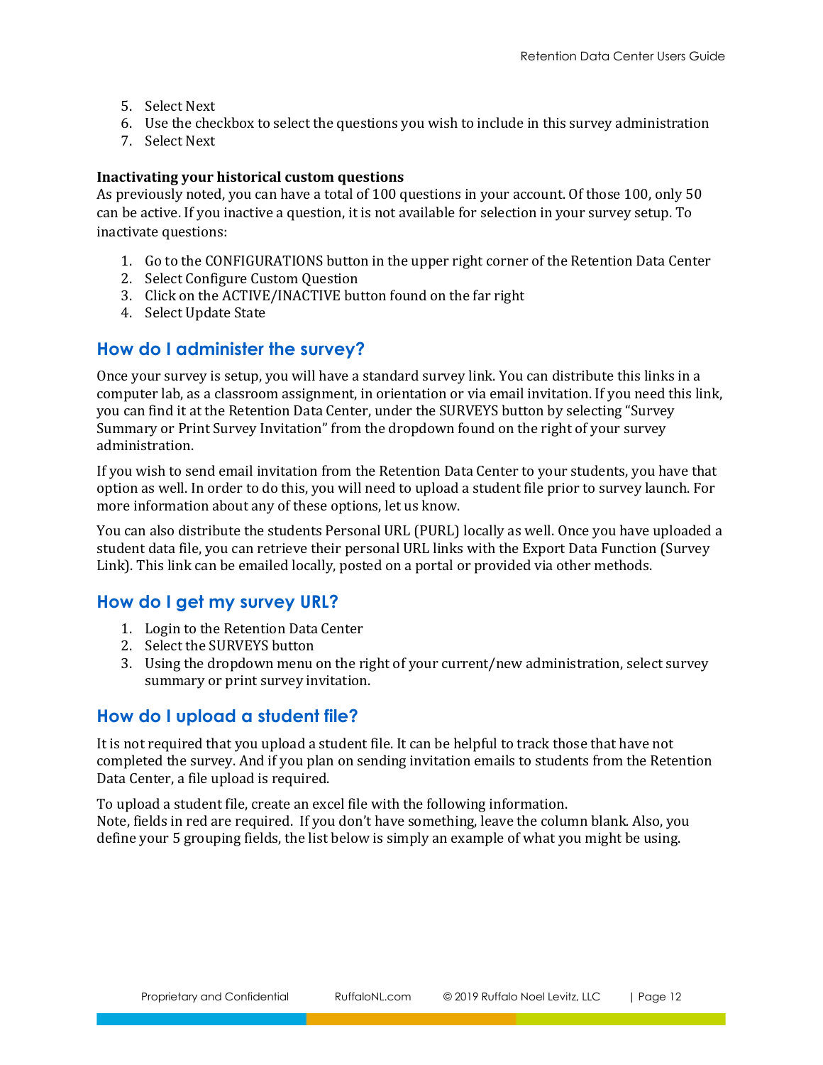5. Select Next
6. Use the checkbox to select the questions you wish to include in this survey administration
7. Select Next

**Inactivating your historical custom questions**

As previously noted, you can have a total of 100 questions in your account. Of those 100, only 50 can be active. If you inactive a question, it is not available for selection in your survey setup. To inactivate questions:

1. Go to the CONFIGURATIONS button in the upper right corner of the Retention Data Center
2. Select Configure Custom Question
3. Click on the ACTIVE/INACTIVE button found on the far right
4. Select Update State

## How do I administer the survey?

Once your survey is setup, you will have a standard survey link. You can distribute this links in a computer lab, as a classroom assignment, in orientation or via email invitation. If you need this link, you can find it at the Retention Data Center, under the SURVEYS button by selecting "Survey Summary or Print Survey Invitation" from the dropdown found on the right of your survey administration.

If you wish to send email invitation from the Retention Data Center to your students, you have that option as well. In order to do this, you will need to upload a student file prior to survey launch. For more information about any of these options, let us know.

You can also distribute the students Personal URL (PURL) locally as well. Once you have uploaded a student data file, you can retrieve their personal URL links with the Export Data Function (Survey Link). This link can be emailed locally, posted on a portal or provided via other methods.

## How do I get my survey URL?

1. Login to the Retention Data Center
2. Select the SURVEYS button
3. Using the dropdown menu on the right of your current/new administration, select survey summary or print survey invitation.

## How do I upload a student file?

It is not required that you upload a student file. It can be helpful to track those that have not completed the survey. And if you plan on sending invitation emails to students from the Retention Data Center, a file upload is required.

To upload a student file, create an excel file with the following information.
Note, fields in red are required. If you don't have something, leave the column blank. Also, you define your 5 grouping fields, the list below is simply an example of what you might be using.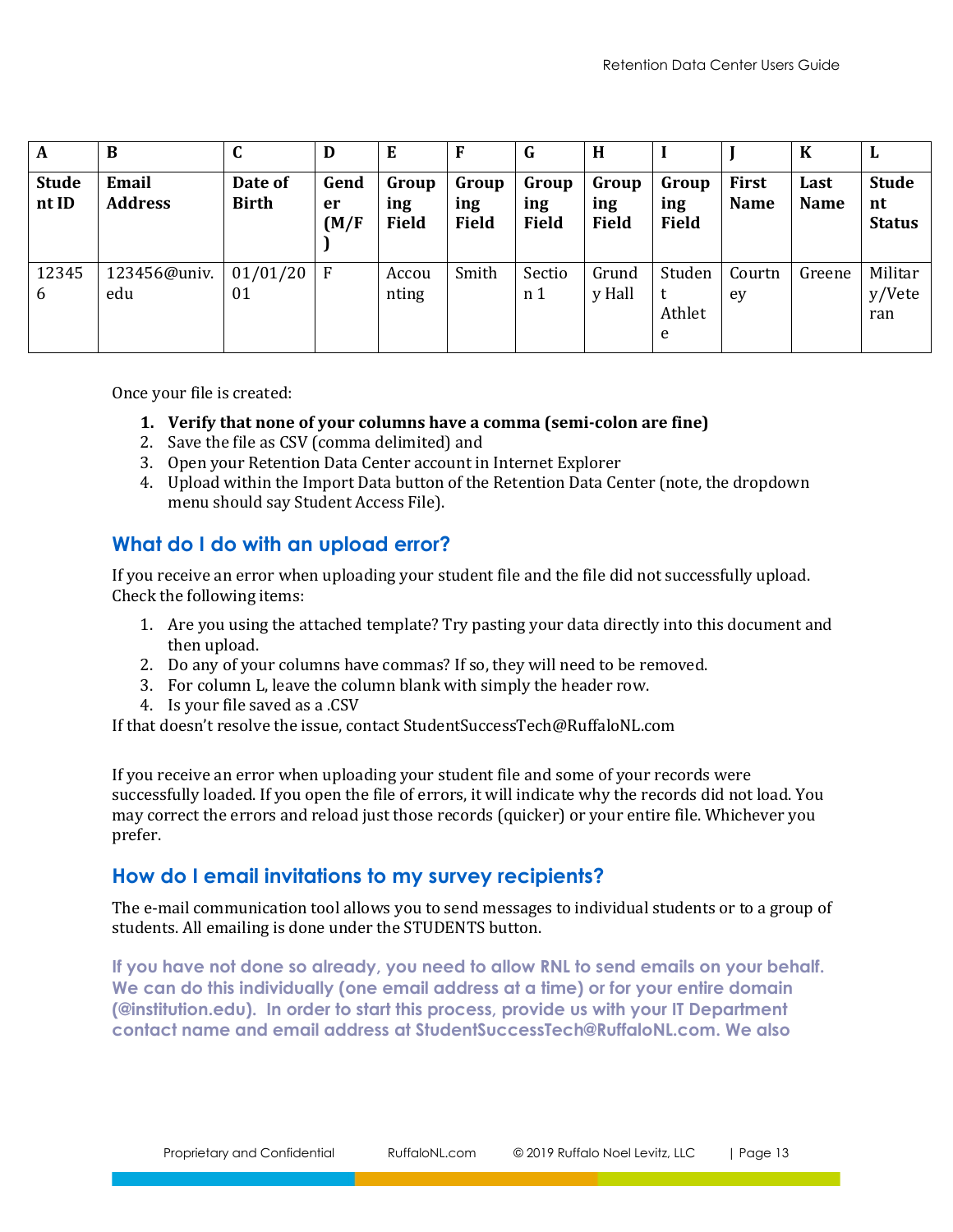| A | B | C | D | E | F | G | H | I | J | K | L |
|---|---|---|---|---|---|---|---|---|---|---|---|
| **Student ID** | **Email Address** | **Date of Birth** | **Gender (M/F)** | **Grouping Field** | **Grouping Field** | **Grouping Field** | **Grouping Field** | **Grouping Field** | **First Name** | **Last Name** | **Student Status** |
| 123456 | 123456@univ.edu | 01/01/2001 | F | Accounting | Smith | Section 1 | Grundy Hall | Student Athlete | Courtney | Greene | Military/Veteran |

Once your file is created:

1. **Verify that none of your columns have a comma (semi-colon are fine)**
2. Save the file as CSV (comma delimited) and
3. Open your Retention Data Center account in Internet Explorer
4. Upload within the Import Data button of the Retention Data Center (note, the dropdown menu should say Student Access File).

## What do I do with an upload error?

If you receive an error when uploading your student file and the file did not successfully upload. Check the following items:

1. Are you using the attached template? Try pasting your data directly into this document and then upload.
2. Do any of your columns have commas? If so, they will need to be removed.
3. For column L, leave the column blank with simply the header row.
4. Is your file saved as a .CSV

If that doesn't resolve the issue, contact StudentSuccessTech@RuffaloNL.com

If you receive an error when uploading your student file and some of your records were successfully loaded. If you open the file of errors, it will indicate why the records did not load. You may correct the errors and reload just those records (quicker) or your entire file. Whichever you prefer.

## How do I email invitations to my survey recipients?

The e-mail communication tool allows you to send messages to individual students or to a group of students. All emailing is done under the STUDENTS button.

**If you have not done so already, you need to allow RNL to send emails on your behalf. We can do this individually (one email address at a time) or for your entire domain (@institution.edu). In order to start this process, provide us with your IT Department contact name and email address at StudentSuccessTech@RuffaloNL.com. We also**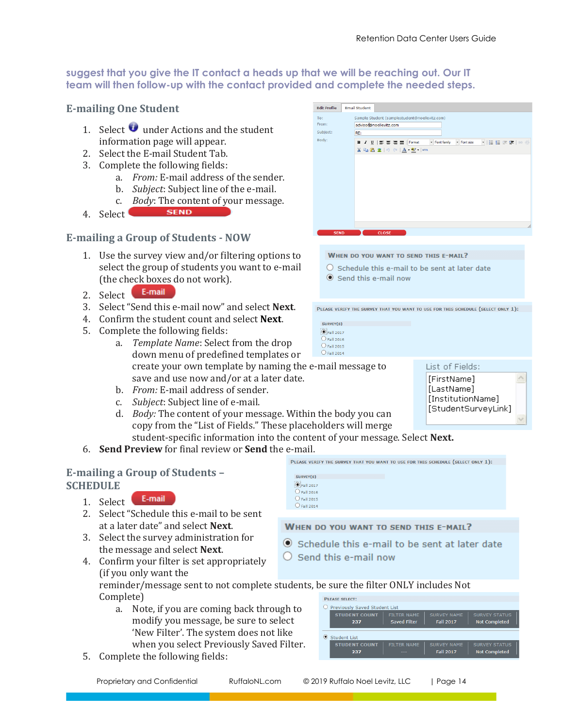**suggest that you give the IT contact a heads up that we will be reaching out. Our IT team will then follow-up with the contact provided and complete the needed steps.**

## E-mailing One Student

1. Select under Actions and the student information page will appear.
2. Select the E-mail Student Tab.
3. Complete the following fields:
   a. *From:* E-mail address of the sender.
   b. *Subject*: Subject line of the e-mail.
   c. *Body*: The content of your message.
4. Select **SEND**

## E-mailing a Group of Students - NOW

1. Use the survey view and/or filtering options to select the group of students you want to e-mail (the check boxes do not work).
2. Select **E-mail**
3. Select "Send this e-mail now" and select **Next**.
4. Confirm the student count and select **Next**.
5. Complete the following fields:
   a. *Template Name*: Select from the drop down menu of predefined templates or create your own template by naming the e-mail message to save and use now and/or at a later date.
   b. *From:* E-mail address of sender.
   c. *Subject*: Subject line of e-mail.
   d. *Body:* The content of your message. Within the body you can copy from the "List of Fields." These placeholders will merge student-specific information into the content of your message. Select **Next.**
6. **Send Preview** for final review or **Send** the e-mail.

## E-mailing a Group of Students – SCHEDULE

1. Select **E-mail**
2. Select "Schedule this e-mail to be sent at a later date" and select **Next**.
3. Select the survey administration for the message and select **Next**.
4. Confirm your filter is set appropriately (if you only want the reminder/message sent to not complete students, be sure the filter ONLY includes Not Complete)
   a. Note, if you are coming back through to modify you message, be sure to select 'New Filter'. The system does not like when you select Previously Saved Filter.
5. Complete the following fields: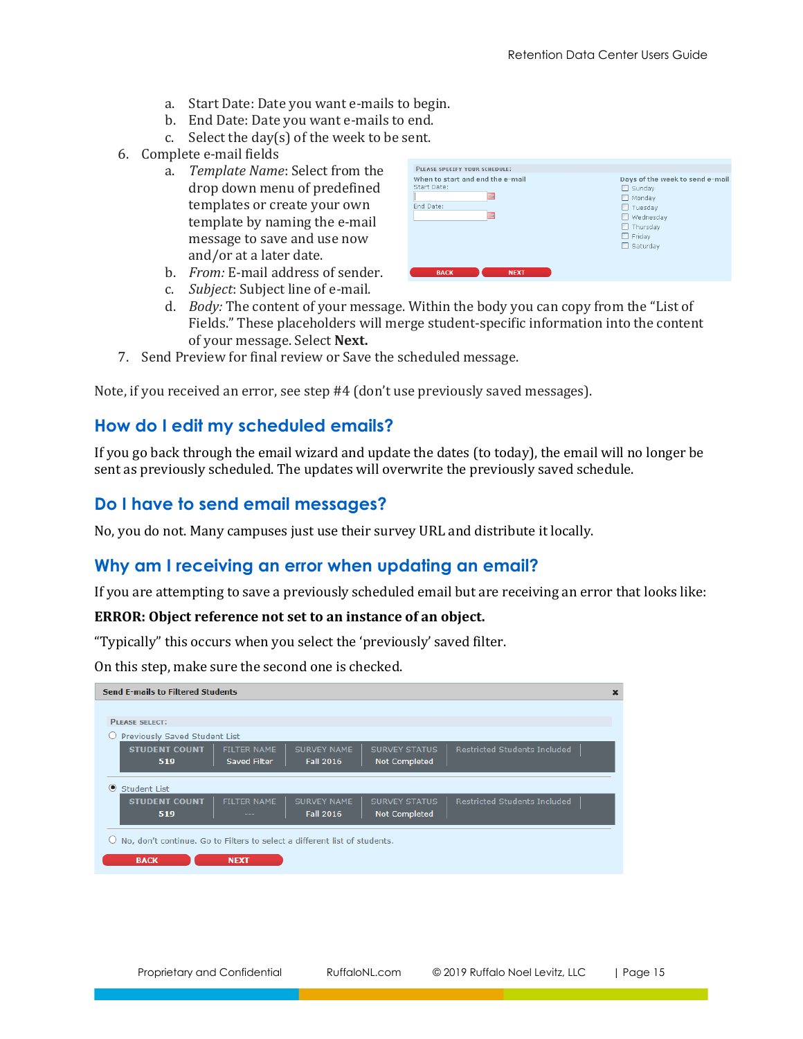a. Start Date: Date you want e-mails to begin.
   b. End Date: Date you want e-mails to end.
   c. Select the day(s) of the week to be sent.

6. Complete e-mail fields
   a. *Template Name*: Select from the drop down menu of predefined templates or create your own template by naming the e-mail message to save and use now and/or at a later date.
   b. *From:* E-mail address of sender.
   c. *Subject*: Subject line of e-mail.
   d. *Body:* The content of your message. Within the body you can copy from the "List of Fields." These placeholders will merge student-specific information into the content of your message. Select **Next.**
7. Send Preview for final review or Save the scheduled message.

Note, if you received an error, see step #4 (don't use previously saved messages).

## How do I edit my scheduled emails?

If you go back through the email wizard and update the dates (to today), the email will no longer be sent as previously scheduled. The updates will overwrite the previously saved schedule.

## Do I have to send email messages?

No, you do not. Many campuses just use their survey URL and distribute it locally.

## Why am I receiving an error when updating an email?

If you are attempting to save a previously scheduled email but are receiving an error that looks like:

**ERROR: Object reference not set to an instance of an object.**

"Typically" this occurs when you select the 'previously' saved filter.

On this step, make sure the second one is checked.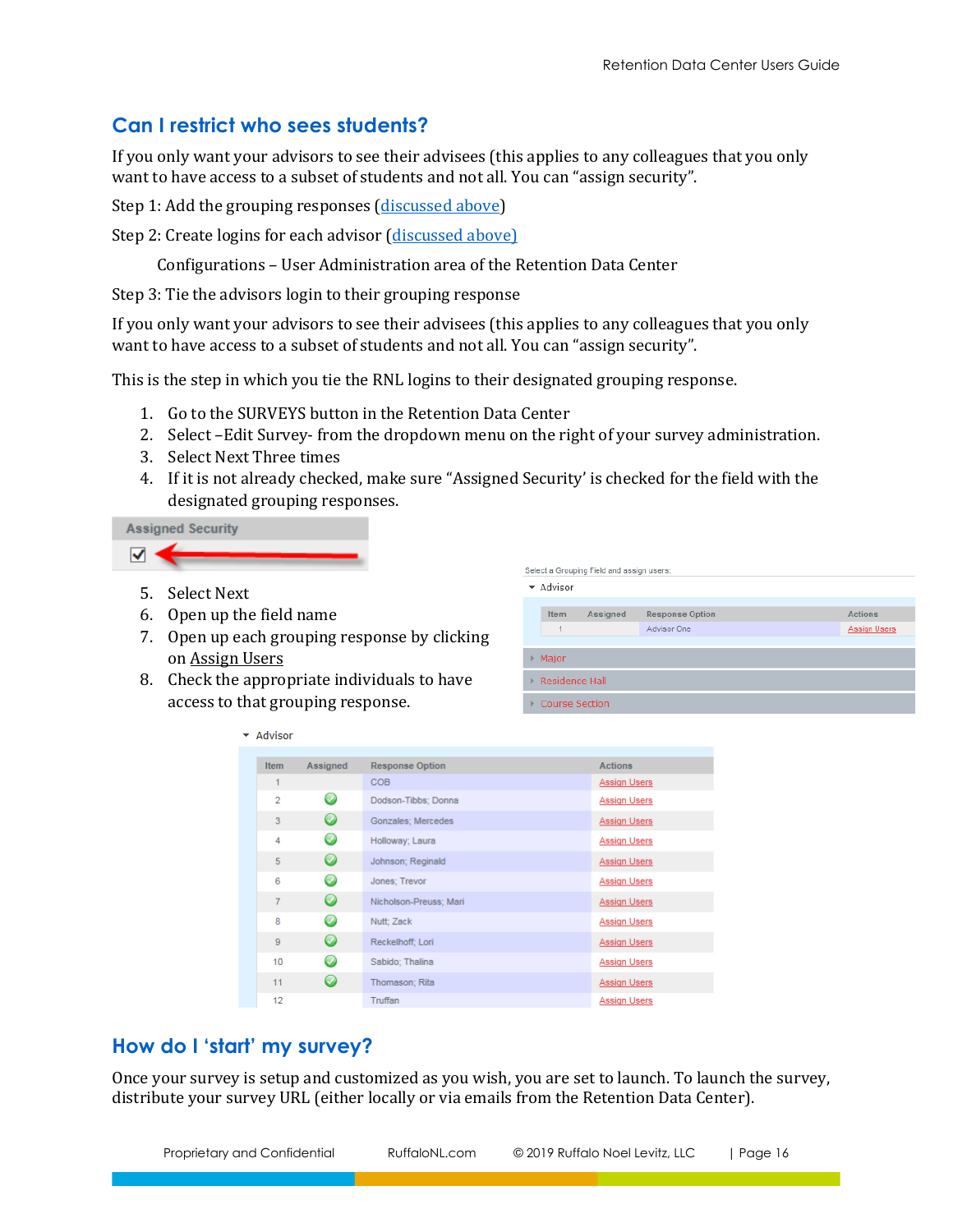## Can I restrict who sees students?

If you only want your advisors to see their advisees (this applies to any colleagues that you only want to have access to a subset of students and not all. You can "assign security".

Step 1: Add the grouping responses (discussed above)

Step 2: Create logins for each advisor (discussed above)

Configurations – User Administration area of the Retention Data Center

Step 3: Tie the advisors login to their grouping response

If you only want your advisors to see their advisees (this applies to any colleagues that you only want to have access to a subset of students and not all. You can "assign security".

This is the step in which you tie the RNL logins to their designated grouping response.

1. Go to the SURVEYS button in the Retention Data Center
2. Select –Edit Survey- from the dropdown menu on the right of your survey administration.
3. Select Next Three times
4. If it is not already checked, make sure "Assigned Security' is checked for the field with the designated grouping responses.
5. Select Next
6. Open up the field name
7. Open up each grouping response by clicking on Assign Users
8. Check the appropriate individuals to have access to that grouping response.

## How do I 'start' my survey?

Once your survey is setup and customized as you wish, you are set to launch. To launch the survey, distribute your survey URL (either locally or via emails from the Retention Data Center).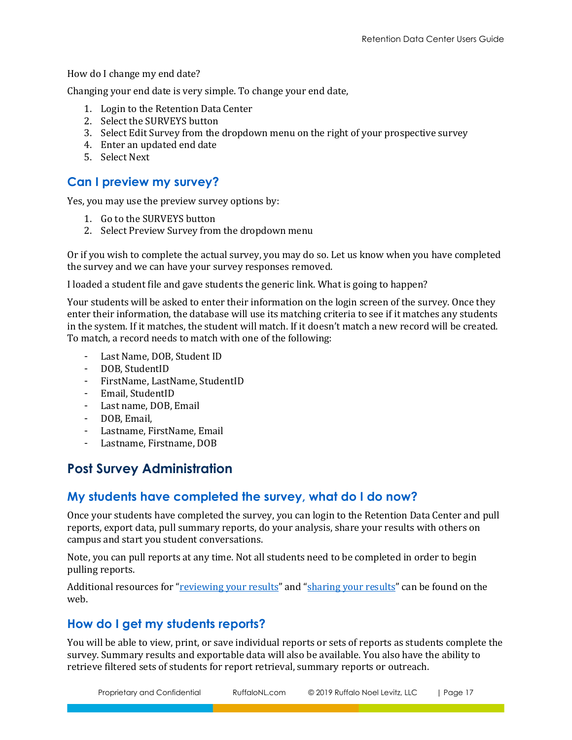How do I change my end date?

Changing your end date is very simple. To change your end date,

1. Login to the Retention Data Center
2. Select the SURVEYS button
3. Select Edit Survey from the dropdown menu on the right of your prospective survey
4. Enter an updated end date
5. Select Next

## Can I preview my survey?

Yes, you may use the preview survey options by:

1. Go to the SURVEYS button
2. Select Preview Survey from the dropdown menu

Or if you wish to complete the actual survey, you may do so. Let us know when you have completed the survey and we can have your survey responses removed.

I loaded a student file and gave students the generic link. What is going to happen?

Your students will be asked to enter their information on the login screen of the survey. Once they enter their information, the database will use its matching criteria to see if it matches any students in the system. If it matches, the student will match. If it doesn't match a new record will be created. To match, a record needs to match with one of the following:

- Last Name, DOB, Student ID
- DOB, StudentID
- FirstName, LastName, StudentID
- Email, StudentID
- Last name, DOB, Email
- DOB, Email,
- Lastname, FirstName, Email
- Lastname, Firstname, DOB

# Post Survey Administration

## My students have completed the survey, what do I do now?

Once your students have completed the survey, you can login to the Retention Data Center and pull reports, export data, pull summary reports, do your analysis, share your results with others on campus and start you student conversations.

Note, you can pull reports at any time. Not all students need to be completed in order to begin pulling reports.

Additional resources for "reviewing your results" and "sharing your results" can be found on the web.

## How do I get my students reports?

You will be able to view, print, or save individual reports or sets of reports as students complete the survey. Summary results and exportable data will also be available. You also have the ability to retrieve filtered sets of students for report retrieval, summary reports or outreach.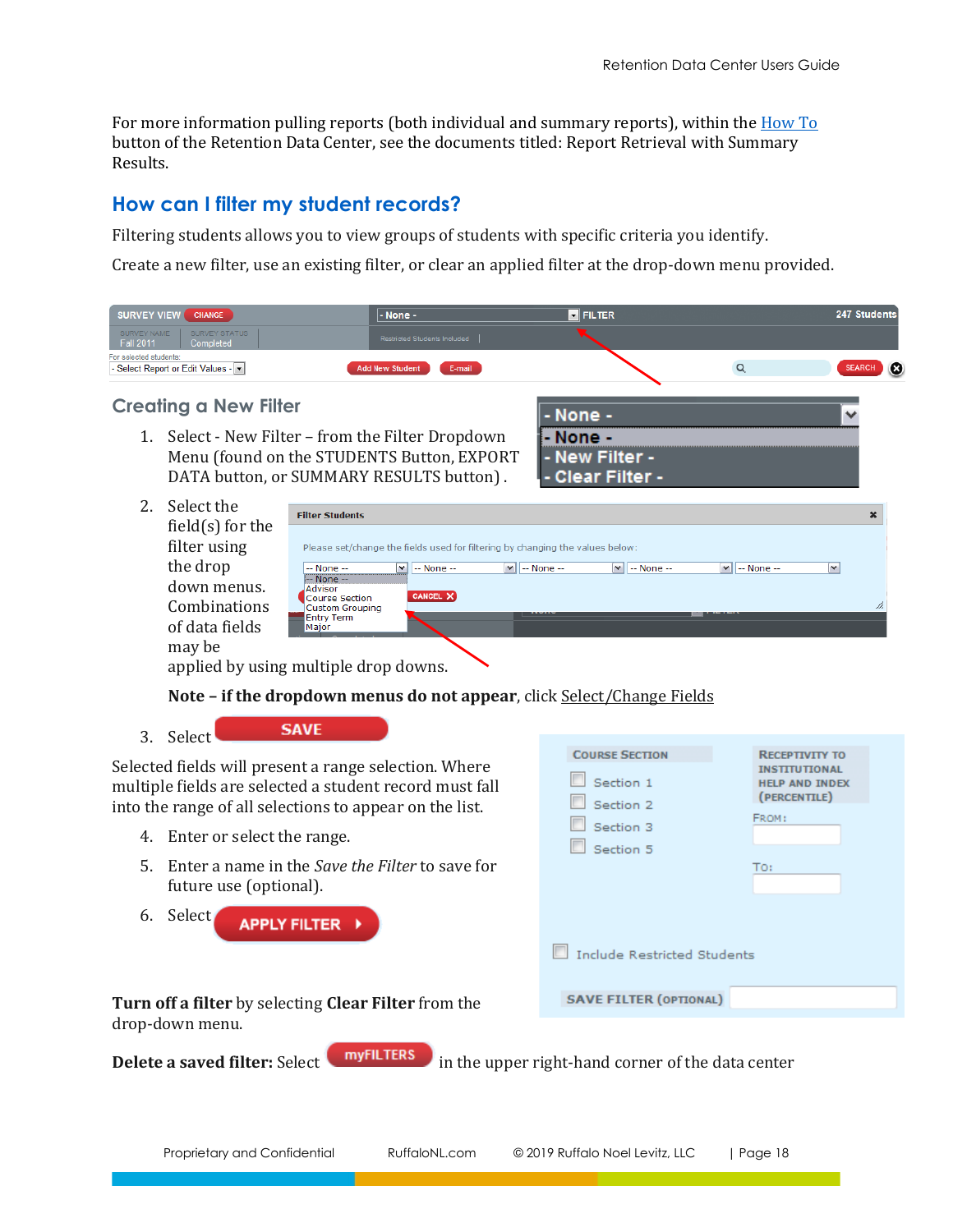For more information pulling reports (both individual and summary reports), within the How To button of the Retention Data Center, see the documents titled: Report Retrieval with Summary Results.

## How can I filter my student records?

Filtering students allows you to view groups of students with specific criteria you identify.

Create a new filter, use an existing filter, or clear an applied filter at the drop-down menu provided.

### Creating a New Filter

1. Select - New Filter – from the Filter Dropdown Menu (found on the STUDENTS Button, EXPORT DATA button, or SUMMARY RESULTS button) .
2. Select the field(s) for the filter using the drop down menus. Combinations of data fields may be applied by using multiple drop downs.

   **Note – if the dropdown menus do not appear**, click Select/Change Fields

3. Select SAVE

Selected fields will present a range selection. Where multiple fields are selected a student record must fall into the range of all selections to appear on the list.

4. Enter or select the range.
5. Enter a name in the *Save the Filter* to save for future use (optional).
6. Select APPLY FILTER

**Turn off a filter** by selecting **Clear Filter** from the drop-down menu.

**Delete a saved filter:** Select myFILTERS in the upper right-hand corner of the data center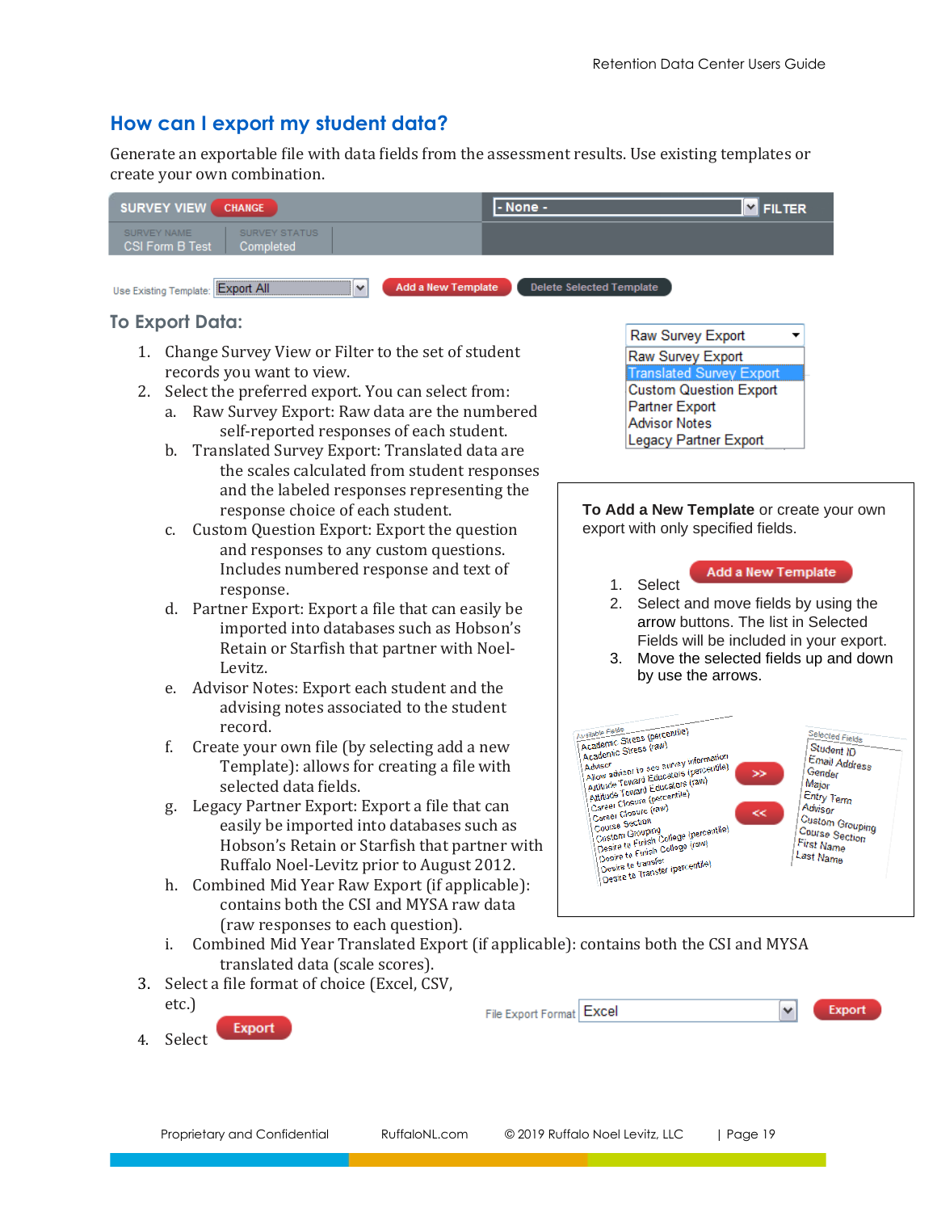## How can I export my student data?

Generate an exportable file with data fields from the assessment results. Use existing templates or create your own combination.

### To Export Data:

1. Change Survey View or Filter to the set of student records you want to view.
2. Select the preferred export. You can select from:
   a. Raw Survey Export: Raw data are the numbered self-reported responses of each student.
   b. Translated Survey Export: Translated data are the scales calculated from student responses and the labeled responses representing the response choice of each student.
   c. Custom Question Export: Export the question and responses to any custom questions. Includes numbered response and text of response.
   d. Partner Export: Export a file that can easily be imported into databases such as Hobson's Retain or Starfish that partner with Noel-Levitz.
   e. Advisor Notes: Export each student and the advising notes associated to the student record.
   f. Create your own file (by selecting add a new Template): allows for creating a file with selected data fields.
   g. Legacy Partner Export: Export a file that can easily be imported into databases such as Hobson's Retain or Starfish that partner with Ruffalo Noel-Levitz prior to August 2012.
   h. Combined Mid Year Raw Export (if applicable): contains both the CSI and MYSA raw data (raw responses to each question).
   i. Combined Mid Year Translated Export (if applicable): contains both the CSI and MYSA translated data (scale scores).
3. Select a file format of choice (Excel, CSV, etc.)
4. Select **Export**

**To Add a New Template** or create your own export with only specified fields.

1. Select **Add a New Template**
2. Select and move fields by using the arrow buttons. The list in Selected Fields will be included in your export.
3. Move the selected fields up and down by use the arrows.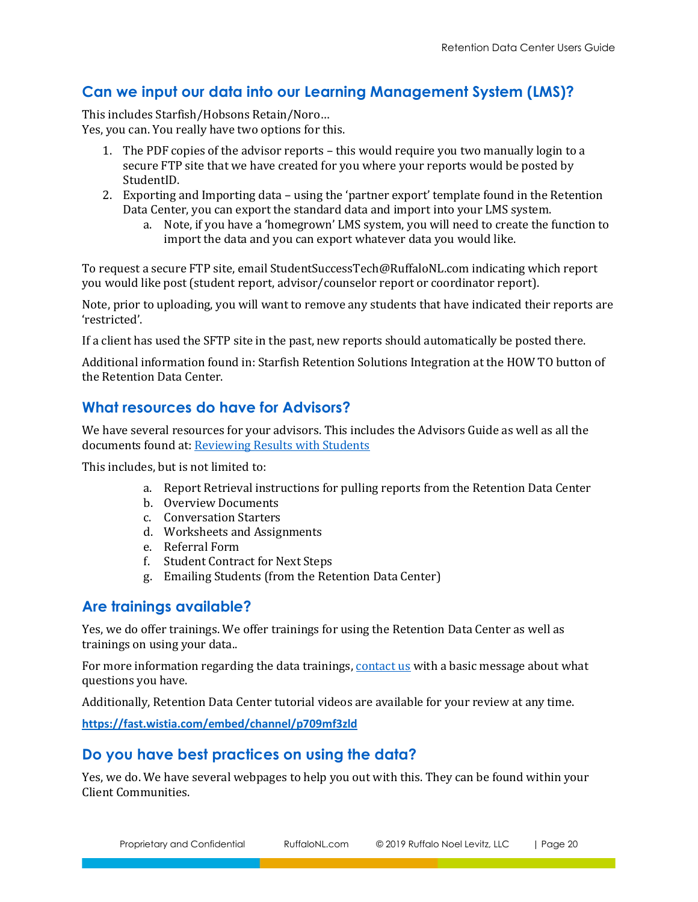## Can we input our data into our Learning Management System (LMS)?

This includes Starfish/Hobsons Retain/Noro…
Yes, you can. You really have two options for this.

1. The PDF copies of the advisor reports – this would require you two manually login to a secure FTP site that we have created for you where your reports would be posted by StudentID.
2. Exporting and Importing data – using the 'partner export' template found in the Retention Data Center, you can export the standard data and import into your LMS system.
   a. Note, if you have a 'homegrown' LMS system, you will need to create the function to import the data and you can export whatever data you would like.

To request a secure FTP site, email StudentSuccessTech@RuffaloNL.com indicating which report you would like post (student report, advisor/counselor report or coordinator report).

Note, prior to uploading, you will want to remove any students that have indicated their reports are 'restricted'.

If a client has used the SFTP site in the past, new reports should automatically be posted there.

Additional information found in: Starfish Retention Solutions Integration at the HOW TO button of the Retention Data Center.

## What resources do have for Advisors?

We have several resources for your advisors. This includes the Advisors Guide as well as all the documents found at: [Reviewing Results with Students]

This includes, but is not limited to:

a. Report Retrieval instructions for pulling reports from the Retention Data Center
b. Overview Documents
c. Conversation Starters
d. Worksheets and Assignments
e. Referral Form
f. Student Contract for Next Steps
g. Emailing Students (from the Retention Data Center)

## Are trainings available?

Yes, we do offer trainings. We offer trainings for using the Retention Data Center as well as trainings on using your data..

For more information regarding the data trainings, [contact us] with a basic message about what questions you have.

Additionally, Retention Data Center tutorial videos are available for your review at any time.

**https://fast.wistia.com/embed/channel/p709mf3zld**

## Do you have best practices on using the data?

Yes, we do. We have several webpages to help you out with this. They can be found within your Client Communities.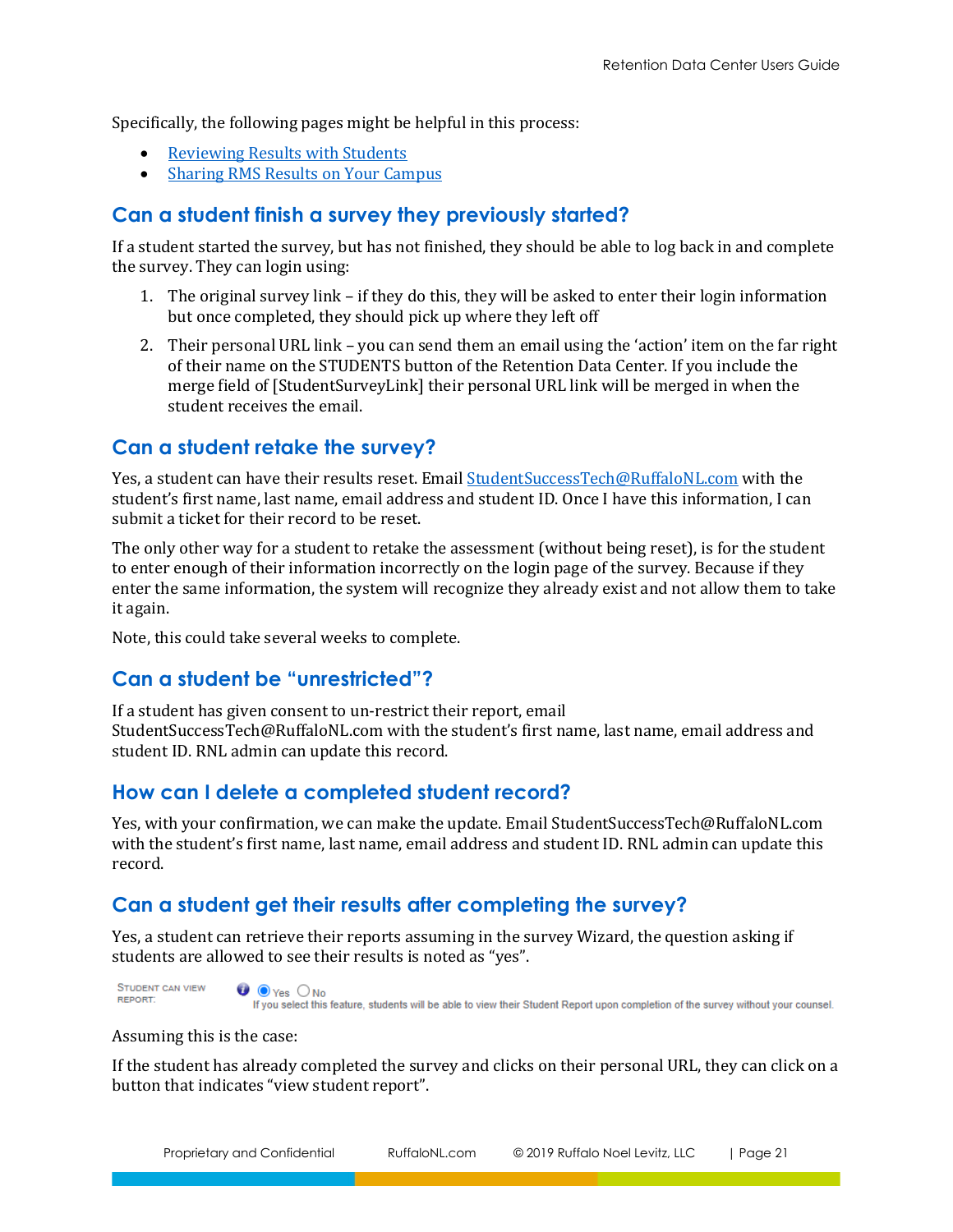Specifically, the following pages might be helpful in this process:

- Reviewing Results with Students
- Sharing RMS Results on Your Campus

## Can a student finish a survey they previously started?

If a student started the survey, but has not finished, they should be able to log back in and complete the survey. They can login using:

1. The original survey link – if they do this, they will be asked to enter their login information but once completed, they should pick up where they left off
2. Their personal URL link – you can send them an email using the 'action' item on the far right of their name on the STUDENTS button of the Retention Data Center. If you include the merge field of [StudentSurveyLink] their personal URL link will be merged in when the student receives the email.

## Can a student retake the survey?

Yes, a student can have their results reset. Email StudentSuccessTech@RuffaloNL.com with the student's first name, last name, email address and student ID. Once I have this information, I can submit a ticket for their record to be reset.

The only other way for a student to retake the assessment (without being reset), is for the student to enter enough of their information incorrectly on the login page of the survey. Because if they enter the same information, the system will recognize they already exist and not allow them to take it again.

Note, this could take several weeks to complete.

## Can a student be "unrestricted"?

If a student has given consent to un-restrict their report, email StudentSuccessTech@RuffaloNL.com with the student's first name, last name, email address and student ID. RNL admin can update this record.

## How can I delete a completed student record?

Yes, with your confirmation, we can make the update. Email StudentSuccessTech@RuffaloNL.com with the student's first name, last name, email address and student ID. RNL admin can update this record.

## Can a student get their results after completing the survey?

Yes, a student can retrieve their reports assuming in the survey Wizard, the question asking if students are allowed to see their results is noted as "yes".

STUDENT CAN VIEW REPORT: (•) Yes ( ) No
If you select this feature, students will be able to view their Student Report upon completion of the survey without your counsel.

Assuming this is the case:

If the student has already completed the survey and clicks on their personal URL, they can click on a button that indicates "view student report".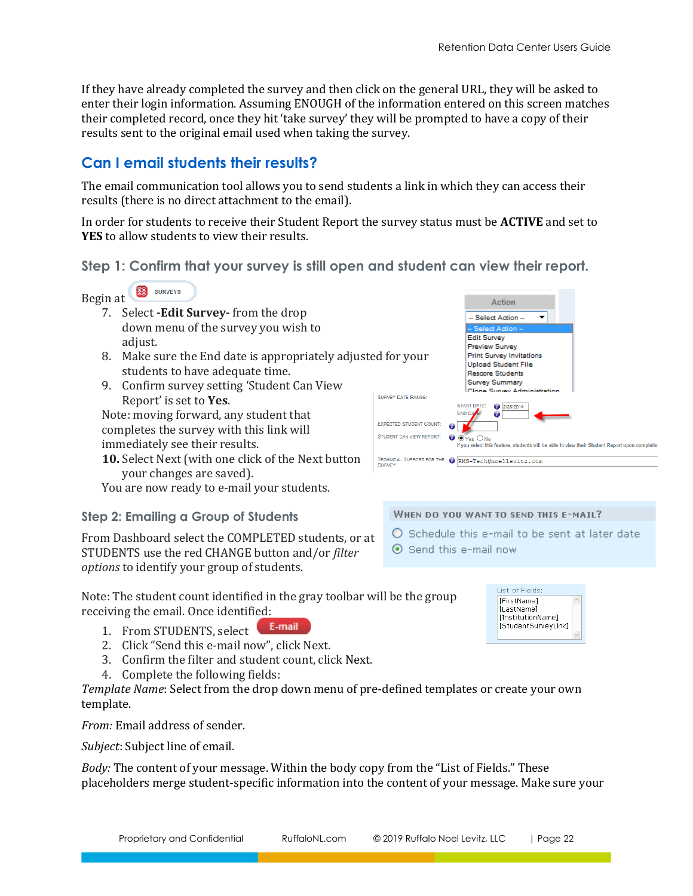If they have already completed the survey and then click on the general URL, they will be asked to enter their login information. Assuming ENOUGH of the information entered on this screen matches their completed record, once they hit 'take survey' they will be prompted to have a copy of their results sent to the original email used when taking the survey.

## Can I email students their results?

The email communication tool allows you to send students a link in which they can access their results (there is no direct attachment to the email).

In order for students to receive their Student Report the survey status must be **ACTIVE** and set to **YES** to allow students to view their results.

### Step 1: Confirm that your survey is still open and student can view their report.

Begin at SURVEYS

7. Select **-Edit Survey-** from the drop down menu of the survey you wish to adjust.
8. Make sure the End date is appropriately adjusted for your students to have adequate time.
9. Confirm survey setting 'Student Can View Report' is set to **Yes**.

Note: moving forward, any student that completes the survey with this link will immediately see their results.

10. Select Next (with one click of the Next button your changes are saved).

You are now ready to e-mail your students.

### Step 2: Emailing a Group of Students

From Dashboard select the COMPLETED students, or at STUDENTS use the red CHANGE button and/or *filter options* to identify your group of students.

Note: The student count identified in the gray toolbar will be the group receiving the email. Once identified:

1. From STUDENTS, select E-mail
2. Click "Send this e-mail now", click Next.
3. Confirm the filter and student count, click Next.
4. Complete the following fields:

*Template Name*: Select from the drop down menu of pre-defined templates or create your own template.

*From:* Email address of sender.

*Subject*: Subject line of email.

*Body:* The content of your message. Within the body copy from the "List of Fields." These placeholders merge student-specific information into the content of your message. Make sure your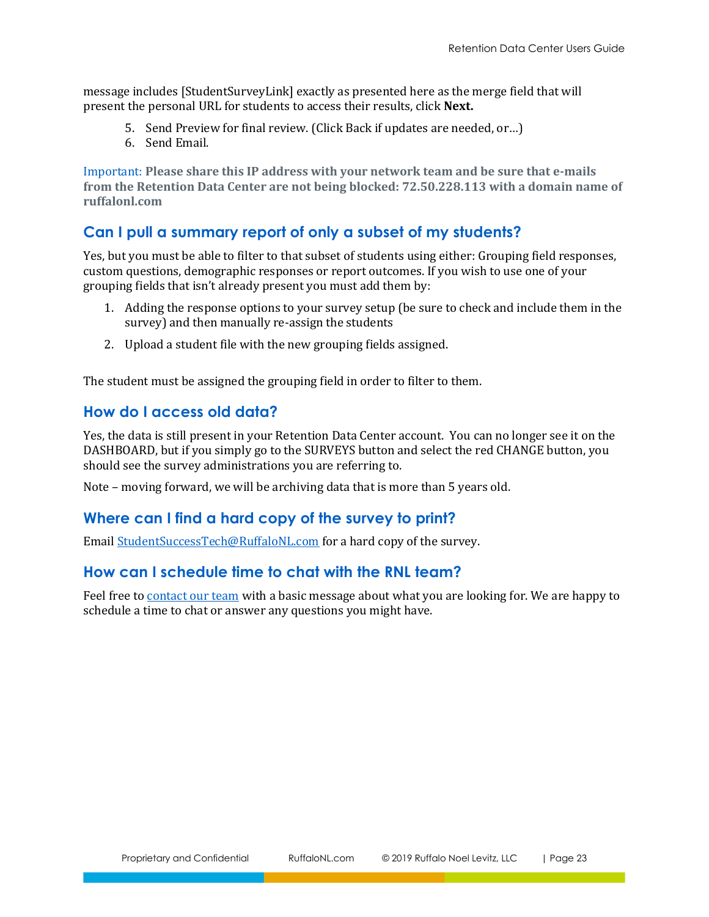message includes [StudentSurveyLink] exactly as presented here as the merge field that will present the personal URL for students to access their results, click **Next.**

5. Send Preview for final review. (Click Back if updates are needed, or…)
6. Send Email.

Important: **Please share this IP address with your network team and be sure that e-mails from the Retention Data Center are not being blocked: 72.50.228.113 with a domain name of ruffalonl.com**

## Can I pull a summary report of only a subset of my students?

Yes, but you must be able to filter to that subset of students using either: Grouping field responses, custom questions, demographic responses or report outcomes. If you wish to use one of your grouping fields that isn't already present you must add them by:

1. Adding the response options to your survey setup (be sure to check and include them in the survey) and then manually re-assign the students
2. Upload a student file with the new grouping fields assigned.

The student must be assigned the grouping field in order to filter to them.

## How do I access old data?

Yes, the data is still present in your Retention Data Center account. You can no longer see it on the DASHBOARD, but if you simply go to the SURVEYS button and select the red CHANGE button, you should see the survey administrations you are referring to.

Note – moving forward, we will be archiving data that is more than 5 years old.

## Where can I find a hard copy of the survey to print?

Email StudentSuccessTech@RuffaloNL.com for a hard copy of the survey.

## How can I schedule time to chat with the RNL team?

Feel free to contact our team with a basic message about what you are looking for. We are happy to schedule a time to chat or answer any questions you might have.